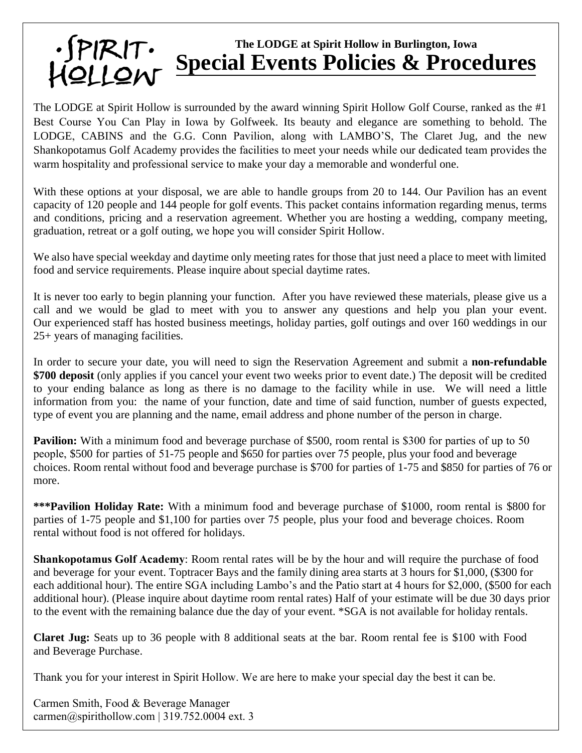# The LODGE at Spirit Hollow in Burlington, Iowa

## Special Events Policies & Procedures

The LODGE at Spirit Hollow is surrounded by the award winning Spirit Hollow Golf Course, ranked as the #1 Best Course You Can Play in Iowa by Golfweek. Its beauty and elegance are something to behold. The LODGE, CABINS and the G.G. Conn Pavilion, along with LAMBO'S, The Claret Jug, and the new Shankopotamus Golf Academy provides the facilities to meet your needs while our dedicated team provides the warm hospitality and professional service to make your day a memorable and wonderful one.

With these options at your disposal, we are able to handle groups from 20 to 144. Our Pavilion has an event capacity of 120 people and 144 people for golf events. This packet contains information regarding menus, terms and conditions, pricing and a reservation agreement. Whether you are hosting a wedding, company meeting, graduation, retreat or a golf outing, we hope you will consider Spirit Hollow.

We also have special weekday and daytime only meeting rates for those that just need a place to meet with limited food and service requirements. Please inquire about special daytime rates.

It is never too early to begin planning your function. After you have reviewed these materials, please give us a call and we would be glad to meet with you to answer any questions and help you plan your event. Our experienced staff has hosted business meetings, holiday parties, golf outings and over 160 weddings in our 25+ years of managing facilities.

In order to secure your date, you will need to sign the Reservation Agreement and submit a **non-refundable $700 deposit** (only applies if you cancel your event two weeks prior to event date.) The deposit will be credited to your ending balance as long as there is no damage to the facility while in use. We will need a little information from you: the name of your function, date and time of said function, number of guests expected, type of event you are planning and the name, email address and phone number of the person in charge.

**Pavilion:** With a minimum food and beverage purchase of $500, room rental is $300 for parties of up to 50 people, $500 for parties of 51-75 people and $650 for parties over 75 people, plus your food and beverage choices. Room rental without food and beverage purchase is $700 for parties of 1-75 and $850 for parties of 76 or more.

**\*\*\*Pavilion Holiday Rate:** With a minimum food and beverage purchase of $1000, room rental is $800 for parties of 1-75 people and $1,100 for parties over 75 people, plus your food and beverage choices. Room rental without food is not offered for holidays.

**Shankopotamus Golf Academy**: Room rental rates will be by the hour and will require the purchase of food and beverage for your event. Toptracer Bays and the family dining area starts at 3 hours for $1,000, ($300 for each additional hour). The entire SGA including Lambo's and the Patio start at 4 hours for $2,000, ($500 for each additional hour). (Please inquire about daytime room rental rates) Half of your estimate will be due 30 days prior to the event with the remaining balance due the day of your event. *SGA is not available for holiday rentals.

**Claret Jug:** Seats up to 36 people with 8 additional seats at the bar. Room rental fee is $100 with Food and Beverage Purchase.

Thank you for your interest in Spirit Hollow. We are here to make your special day the best it can be.

Carmen Smith, Food & Beverage Manager
carmen@spirithollow.com | 319.752.0004 ext. 3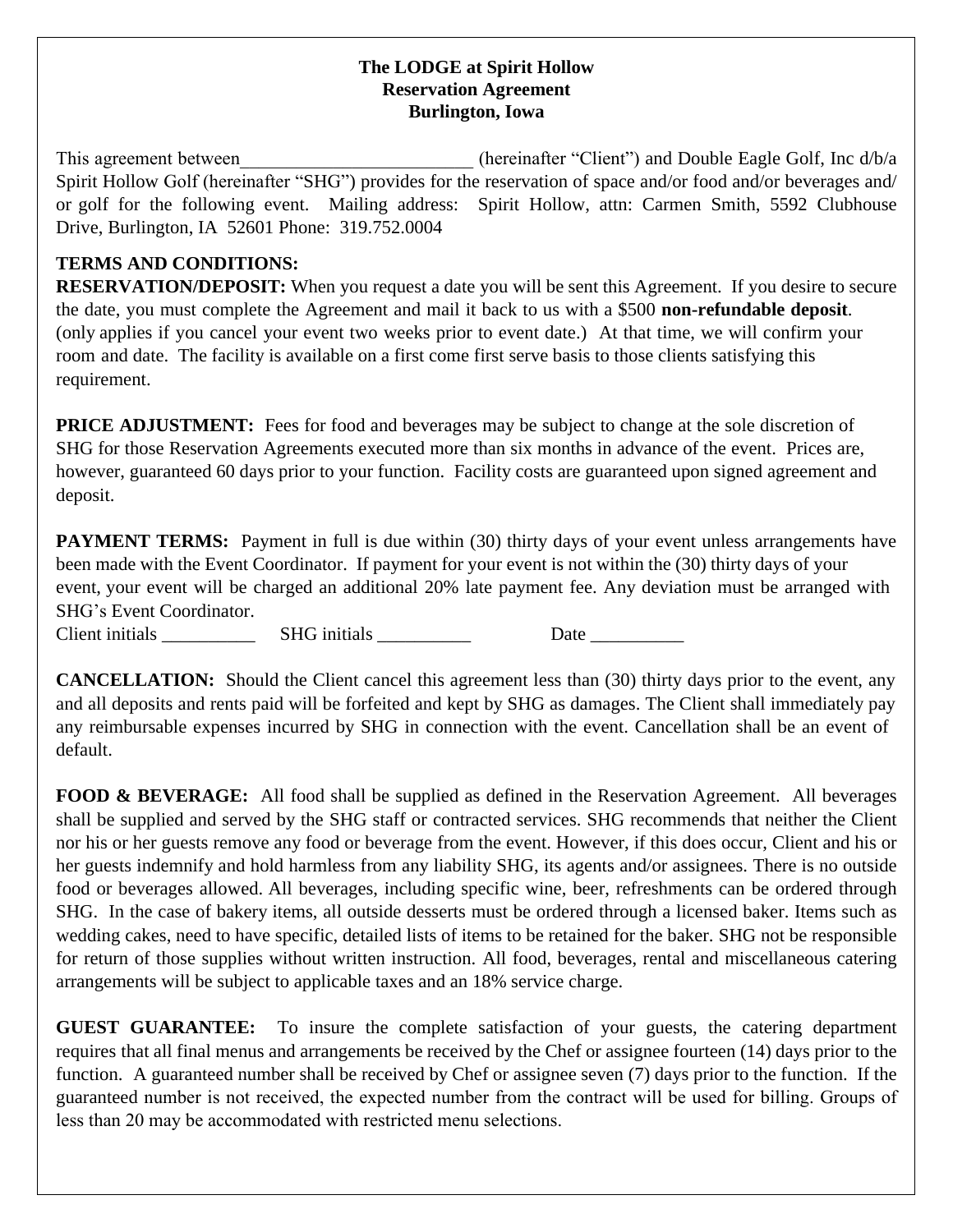**The LODGE at Spirit Hollow**
**Reservation Agreement**
**Burlington, Iowa**

This agreement between_________________________ (hereinafter "Client") and Double Eagle Golf, Inc d/b/a Spirit Hollow Golf (hereinafter "SHG") provides for the reservation of space and/or food and/or beverages and/ or golf for the following event. Mailing address: Spirit Hollow, attn: Carmen Smith, 5592 Clubhouse Drive, Burlington, IA 52601 Phone: 319.752.0004

**TERMS AND CONDITIONS:**

**RESERVATION/DEPOSIT:** When you request a date you will be sent this Agreement. If you desire to secure the date, you must complete the Agreement and mail it back to us with a $500 **non-refundable deposit**. (only applies if you cancel your event two weeks prior to event date.) At that time, we will confirm your room and date. The facility is available on a first come first serve basis to those clients satisfying this requirement.

**PRICE ADJUSTMENT:** Fees for food and beverages may be subject to change at the sole discretion of SHG for those Reservation Agreements executed more than six months in advance of the event. Prices are, however, guaranteed 60 days prior to your function. Facility costs are guaranteed upon signed agreement and deposit.

**PAYMENT TERMS:** Payment in full is due within (30) thirty days of your event unless arrangements have been made with the Event Coordinator. If payment for your event is not within the (30) thirty days of your event, your event will be charged an additional 20% late payment fee. Any deviation must be arranged with SHG's Event Coordinator.

Client initials __________ SHG initials __________ Date __________

**CANCELLATION:** Should the Client cancel this agreement less than (30) thirty days prior to the event, any and all deposits and rents paid will be forfeited and kept by SHG as damages. The Client shall immediately pay any reimbursable expenses incurred by SHG in connection with the event. Cancellation shall be an event of default.

**FOOD & BEVERAGE:** All food shall be supplied as defined in the Reservation Agreement. All beverages shall be supplied and served by the SHG staff or contracted services. SHG recommends that neither the Client nor his or her guests remove any food or beverage from the event. However, if this does occur, Client and his or her guests indemnify and hold harmless from any liability SHG, its agents and/or assignees. There is no outside food or beverages allowed. All beverages, including specific wine, beer, refreshments can be ordered through SHG. In the case of bakery items, all outside desserts must be ordered through a licensed baker. Items such as wedding cakes, need to have specific, detailed lists of items to be retained for the baker. SHG not be responsible for return of those supplies without written instruction. All food, beverages, rental and miscellaneous catering arrangements will be subject to applicable taxes and an 18% service charge.

**GUEST GUARANTEE:** To insure the complete satisfaction of your guests, the catering department requires that all final menus and arrangements be received by the Chef or assignee fourteen (14) days prior to the function. A guaranteed number shall be received by Chef or assignee seven (7) days prior to the function. If the guaranteed number is not received, the expected number from the contract will be used for billing. Groups of less than 20 may be accommodated with restricted menu selections.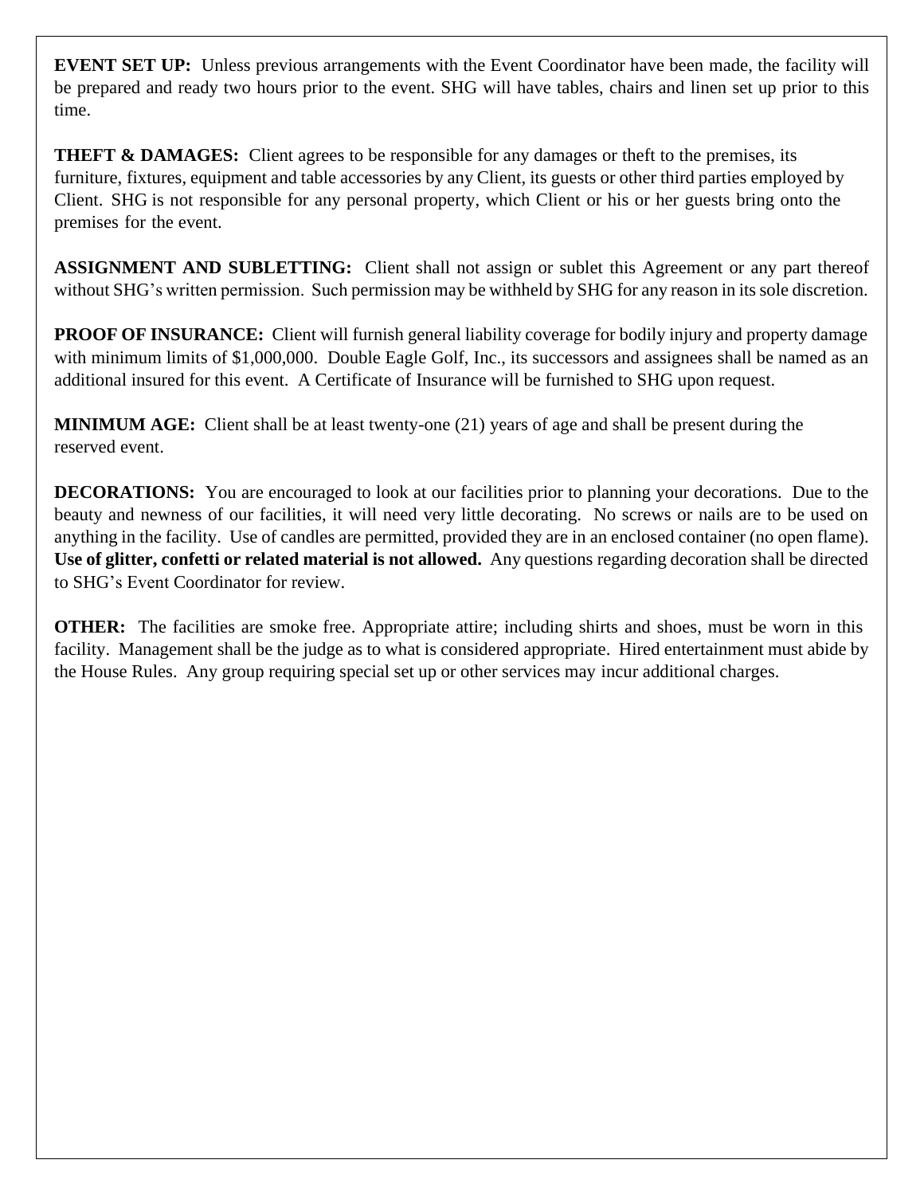**EVENT SET UP:** Unless previous arrangements with the Event Coordinator have been made, the facility will be prepared and ready two hours prior to the event. SHG will have tables, chairs and linen set up prior to this time.

**THEFT & DAMAGES:** Client agrees to be responsible for any damages or theft to the premises, its furniture, fixtures, equipment and table accessories by any Client, its guests or other third parties employed by Client. SHG is not responsible for any personal property, which Client or his or her guests bring onto the premises for the event.

**ASSIGNMENT AND SUBLETTING:** Client shall not assign or sublet this Agreement or any part thereof without SHG's written permission. Such permission may be withheld by SHG for any reason in its sole discretion.

**PROOF OF INSURANCE:** Client will furnish general liability coverage for bodily injury and property damage with minimum limits of $1,000,000. Double Eagle Golf, Inc., its successors and assignees shall be named as an additional insured for this event. A Certificate of Insurance will be furnished to SHG upon request.

**MINIMUM AGE:** Client shall be at least twenty-one (21) years of age and shall be present during the reserved event.

**DECORATIONS:** You are encouraged to look at our facilities prior to planning your decorations. Due to the beauty and newness of our facilities, it will need very little decorating. No screws or nails are to be used on anything in the facility. Use of candles are permitted, provided they are in an enclosed container (no open flame). **Use of glitter, confetti or related material is not allowed.** Any questions regarding decoration shall be directed to SHG's Event Coordinator for review.

**OTHER:** The facilities are smoke free. Appropriate attire; including shirts and shoes, must be worn in this facility. Management shall be the judge as to what is considered appropriate. Hired entertainment must abide by the House Rules. Any group requiring special set up or other services may incur additional charges.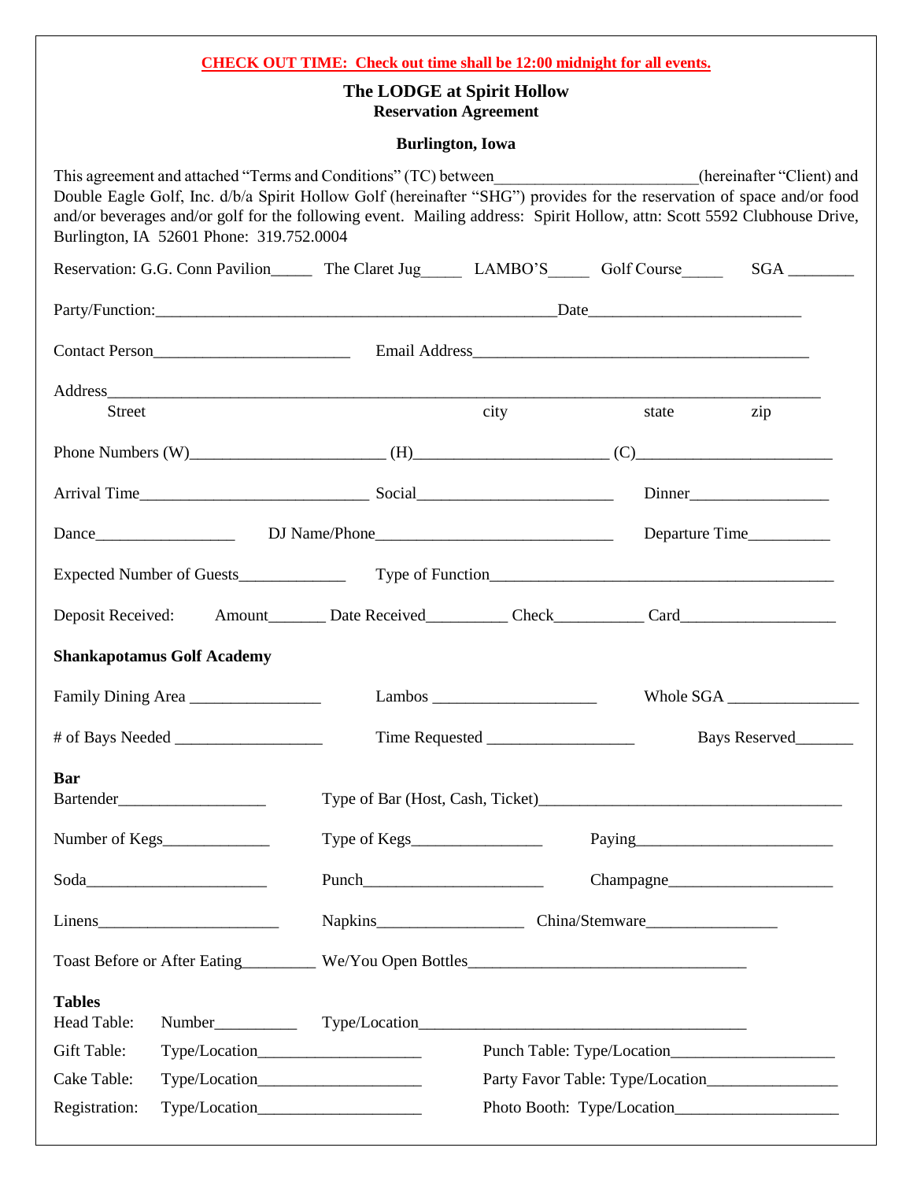**CHECK OUT TIME: Check out time shall be 12:00 midnight for all events.**

# The LODGE at Spirit Hollow

## Reservation Agreement

### Burlington, Iowa

This agreement and attached "Terms and Conditions" (TC) between________________________(hereinafter "Client) and Double Eagle Golf, Inc. d/b/a Spirit Hollow Golf (hereinafter "SHG") provides for the reservation of space and/or food and/or beverages and/or golf for the following event. Mailing address: Spirit Hollow, attn: Scott 5592 Clubhouse Drive, Burlington, IA 52601 Phone: 319.752.0004

Reservation: G.G. Conn Pavilion_____ The Claret Jug_____ LAMBO'S_____ Golf Course_____ SGA ________

Party/Function:__________________________________________________Date_________________________

Contact Person________________________ Email Address__________________________________________

Address___________________________________________________________________________________
Street city state zip

Phone Numbers (W)________________________ (H)_______________________ (C)_______________________

Arrival Time____________________________ Social________________________ Dinner_________________

Dance_________________ DJ Name/Phone_____________________________ Departure Time__________

Expected Number of Guests_____________ Type of Function__________________________________________

Deposit Received: Amount_______ Date Received__________ Check___________ Card___________________

**Shankapotamus Golf Academy**

Family Dining Area ________________ Lambos ____________________ Whole SGA ________________

# of Bays Needed __________________ Time Requested __________________ Bays Reserved_______

**Bar**

Bartender__________________ Type of Bar (Host, Cash, Ticket)_____________________________________

Number of Kegs_____________ Type of Kegs________________ Paying________________________

Soda______________________ Punch______________________ Champagne____________________

Linens______________________ Napkins__________________ China/Stemware________________

Toast Before or After Eating_________ We/You Open Bottles__________________________________

**Tables**

Head Table: Number__________ Type/Location_________________________________________

Gift Table: Type/Location____________________ Punch Table: Type/Location____________________

Cake Table: Type/Location____________________ Party Favor Table: Type/Location________________

Registration: Type/Location____________________ Photo Booth: Type/Location____________________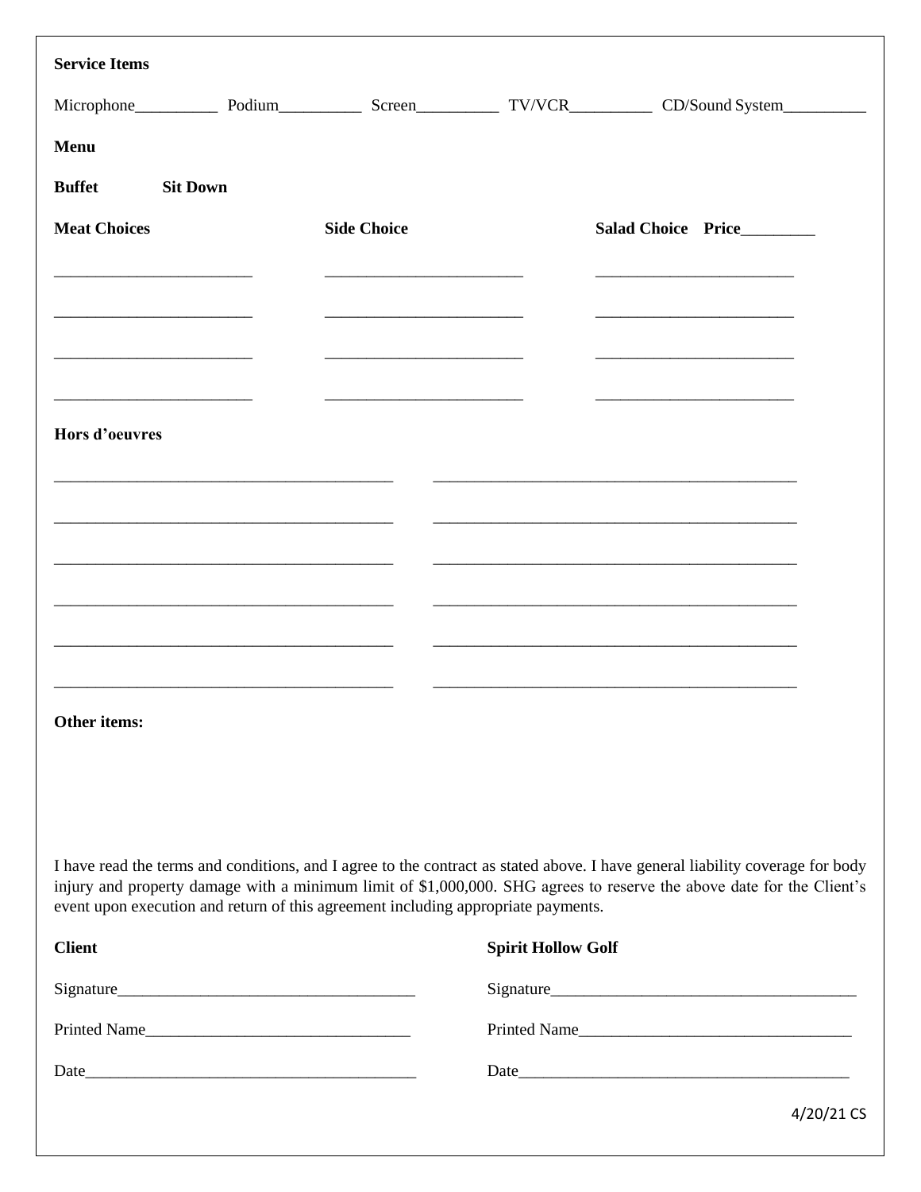**Service Items**

Microphone__________ Podium__________ Screen__________ TV/VCR__________ CD/Sound System__________

**Menu**

**Buffet** **Sit Down**

| **Meat Choices** | **Side Choice** | **Salad Choice Price**_________ |
| --- | --- | --- |
| ________________________ | ________________________ | ________________________ |
| ________________________ | ________________________ | ________________________ |
| ________________________ | ________________________ | ________________________ |
| ________________________ | ________________________ | ________________________ |

**Hors d'oeuvres**

| | |
| --- | --- |
| _________________________________________ | ____________________________________________ |
| _________________________________________ | ____________________________________________ |
| _________________________________________ | ____________________________________________ |
| _________________________________________ | ____________________________________________ |
| _________________________________________ | ____________________________________________ |
| _________________________________________ | ____________________________________________ |

**Other items:**

I have read the terms and conditions, and I agree to the contract as stated above. I have general liability coverage for body injury and property damage with a minimum limit of $1,000,000. SHG agrees to reserve the above date for the Client's event upon execution and return of this agreement including appropriate payments.

| **Client** | **Spirit Hollow Golf** |
| --- | --- |
| Signature____________________________________ | Signature_____________________________________ |
| Printed Name________________________________ | Printed Name_________________________________ |
| Date________________________________________ | Date________________________________________ |

4/20/21 CS